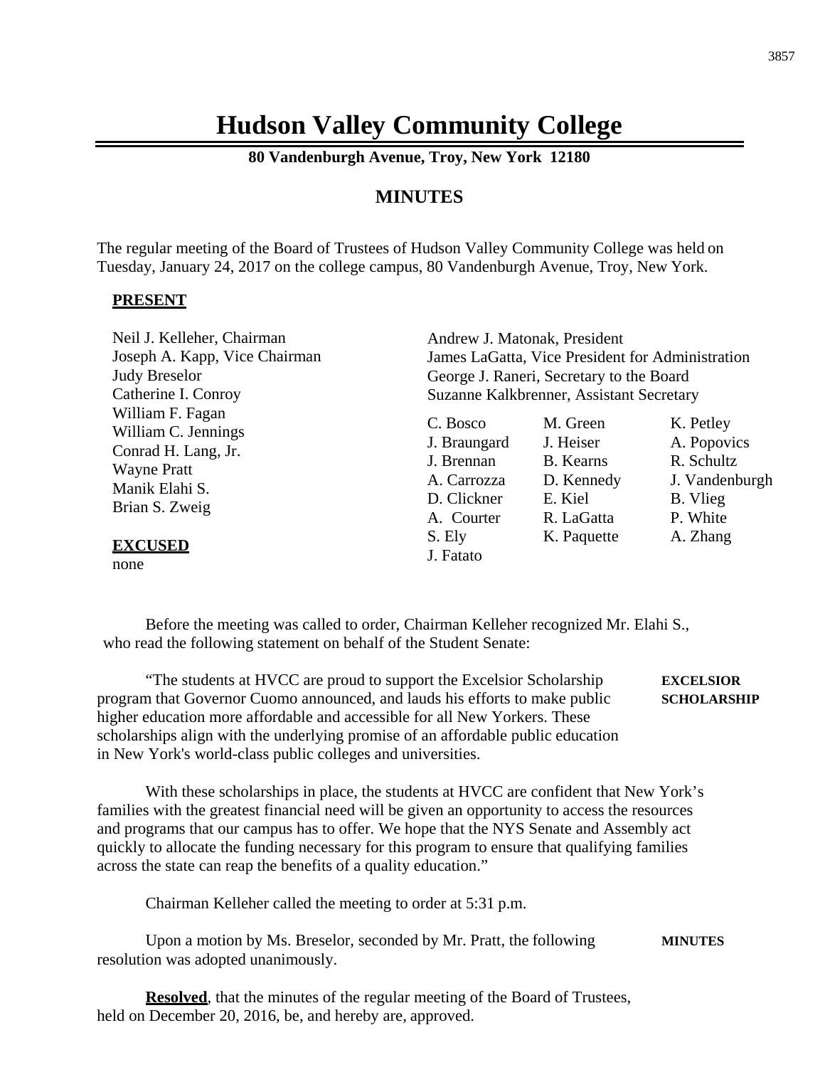# Hudson Valley Community College

**80 Vandenburgh Avenue, Troy, New York 12180**

## MINUTES

The regular meeting of the Board of Trustees of Hudson Valley Community College was held on Tuesday, January 24, 2017 on the college campus, 80 Vandenburgh Avenue, Troy, New York.

**PRESENT**

Neil J. Kelleher, Chairman
Joseph A. Kapp, Vice Chairman
Judy Breselor
Catherine I. Conroy
William F. Fagan
William C. Jennings
Conrad H. Lang, Jr.
Wayne Pratt
Manik Elahi S.
Brian S. Zweig

Andrew J. Matonak, President
James LaGatta, Vice President for Administration
George J. Raneri, Secretary to the Board
Suzanne Kalkbrenner, Assistant Secretary

| | | |
|---|---|---|
| C. Bosco | M. Green | K. Petley |
| J. Braungard | J. Heiser | A. Popovics |
| J. Brennan | B. Kearns | R. Schultz |
| A. Carrozza | D. Kennedy | J. Vandenburgh |
| D. Clickner | E. Kiel | B. Vlieg |
| A. Courter | R. LaGatta | P. White |
| S. Ely | K. Paquette | A. Zhang |
| J. Fatato | | |

**EXCUSED**

none

Before the meeting was called to order, Chairman Kelleher recognized Mr. Elahi S., who read the following statement on behalf of the Student Senate:

**EXCELSIOR SCHOLARSHIP**

"The students at HVCC are proud to support the Excelsior Scholarship program that Governor Cuomo announced, and lauds his efforts to make public higher education more affordable and accessible for all New Yorkers. These scholarships align with the underlying promise of an affordable public education in New York's world-class public colleges and universities.

With these scholarships in place, the students at HVCC are confident that New York's families with the greatest financial need will be given an opportunity to access the resources and programs that our campus has to offer. We hope that the NYS Senate and Assembly act quickly to allocate the funding necessary for this program to ensure that qualifying families across the state can reap the benefits of a quality education."

Chairman Kelleher called the meeting to order at 5:31 p.m.

**MINUTES**

Upon a motion by Ms. Breselor, seconded by Mr. Pratt, the following resolution was adopted unanimously.

**Resolved**, that the minutes of the regular meeting of the Board of Trustees, held on December 20, 2016, be, and hereby are, approved.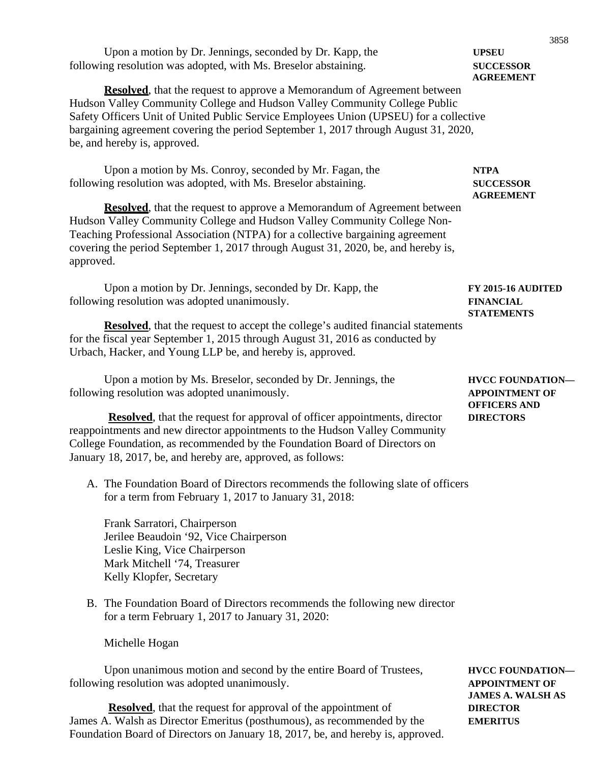Upon a motion by Dr. Jennings, seconded by Dr. Kapp, the following resolution was adopted, with Ms. Breselor abstaining.

**UPSEU SUCCESSOR AGREEMENT**

**Resolved**, that the request to approve a Memorandum of Agreement between Hudson Valley Community College and Hudson Valley Community College Public Safety Officers Unit of United Public Service Employees Union (UPSEU) for a collective bargaining agreement covering the period September 1, 2017 through August 31, 2020, be, and hereby is, approved.

Upon a motion by Ms. Conroy, seconded by Mr. Fagan, the following resolution was adopted, with Ms. Breselor abstaining.

**NTPA SUCCESSOR AGREEMENT**

**Resolved**, that the request to approve a Memorandum of Agreement between Hudson Valley Community College and Hudson Valley Community College Non-Teaching Professional Association (NTPA) for a collective bargaining agreement covering the period September 1, 2017 through August 31, 2020, be, and hereby is, approved.

Upon a motion by Dr. Jennings, seconded by Dr. Kapp, the following resolution was adopted unanimously.

**FY 2015-16 AUDITED FINANCIAL STATEMENTS**

**Resolved**, that the request to accept the college's audited financial statements for the fiscal year September 1, 2015 through August 31, 2016 as conducted by Urbach, Hacker, and Young LLP be, and hereby is, approved.

Upon a motion by Ms. Breselor, seconded by Dr. Jennings, the following resolution was adopted unanimously.

**HVCC FOUNDATION—APPOINTMENT OF OFFICERS AND DIRECTORS**

**Resolved**, that the request for approval of officer appointments, director reappointments and new director appointments to the Hudson Valley Community College Foundation, as recommended by the Foundation Board of Directors on January 18, 2017, be, and hereby are, approved, as follows:

A. The Foundation Board of Directors recommends the following slate of officers for a term from February 1, 2017 to January 31, 2018:

   Frank Sarratori, Chairperson
   Jerilee Beaudoin '92, Vice Chairperson
   Leslie King, Vice Chairperson
   Mark Mitchell '74, Treasurer
   Kelly Klopfer, Secretary

B. The Foundation Board of Directors recommends the following new director for a term February 1, 2017 to January 31, 2020:

   Michelle Hogan

Upon unanimous motion and second by the entire Board of Trustees, following resolution was adopted unanimously.

**HVCC FOUNDATION—APPOINTMENT OF JAMES A. WALSH AS DIRECTOR EMERITUS**

**Resolved**, that the request for approval of the appointment of James A. Walsh as Director Emeritus (posthumous), as recommended by the Foundation Board of Directors on January 18, 2017, be, and hereby is, approved.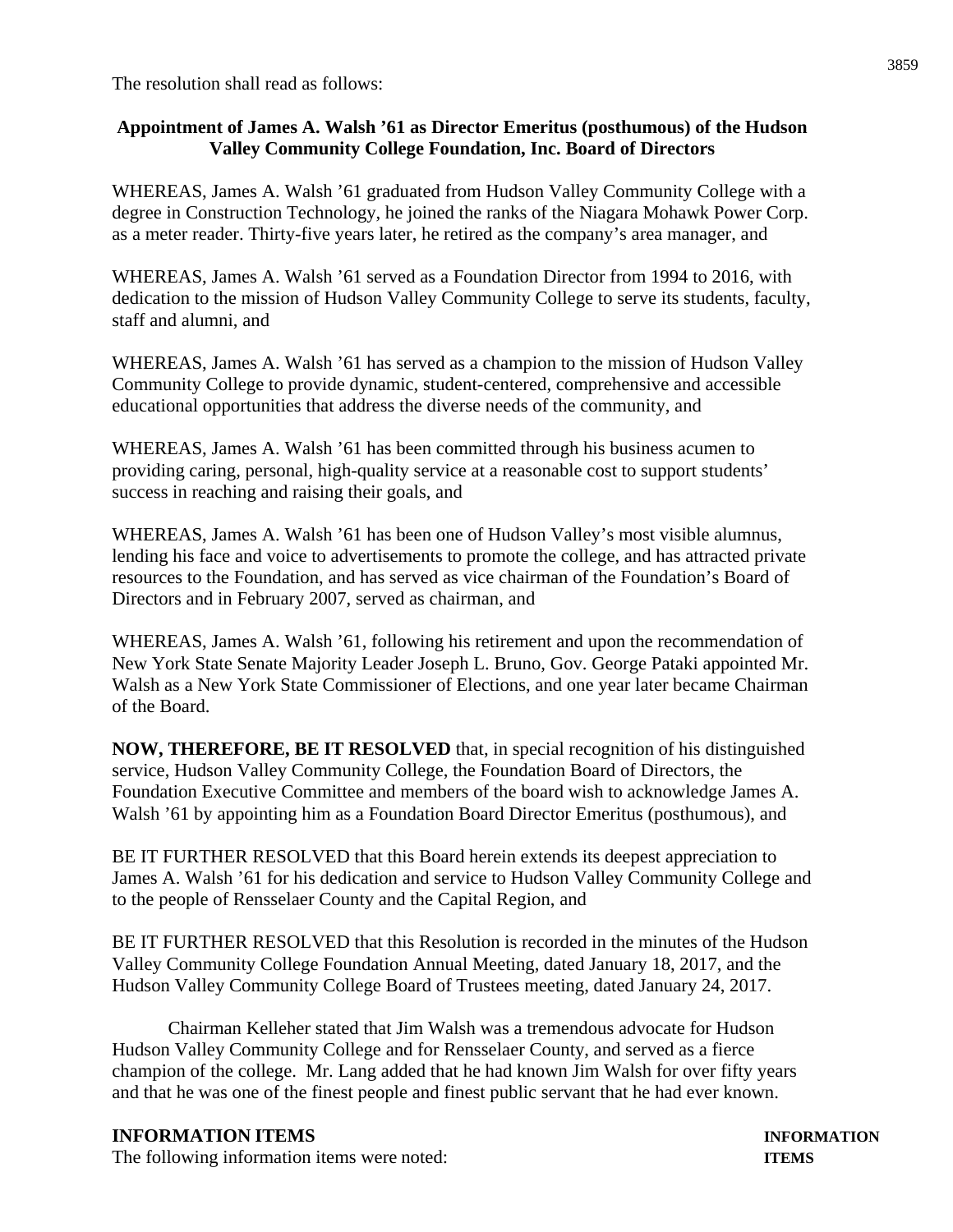The resolution shall read as follows:

**Appointment of James A. Walsh ’61 as Director Emeritus (posthumous) of the Hudson Valley Community College Foundation, Inc. Board of Directors**

WHEREAS, James A. Walsh ’61 graduated from Hudson Valley Community College with a degree in Construction Technology, he joined the ranks of the Niagara Mohawk Power Corp. as a meter reader. Thirty-five years later, he retired as the company’s area manager, and

WHEREAS, James A. Walsh ’61 served as a Foundation Director from 1994 to 2016, with dedication to the mission of Hudson Valley Community College to serve its students, faculty, staff and alumni, and

WHEREAS, James A. Walsh ’61 has served as a champion to the mission of Hudson Valley Community College to provide dynamic, student-centered, comprehensive and accessible educational opportunities that address the diverse needs of the community, and

WHEREAS, James A. Walsh ’61 has been committed through his business acumen to providing caring, personal, high-quality service at a reasonable cost to support students’ success in reaching and raising their goals, and

WHEREAS, James A. Walsh ’61 has been one of Hudson Valley’s most visible alumnus, lending his face and voice to advertisements to promote the college, and has attracted private resources to the Foundation, and has served as vice chairman of the Foundation’s Board of Directors and in February 2007, served as chairman, and

WHEREAS, James A. Walsh ’61, following his retirement and upon the recommendation of New York State Senate Majority Leader Joseph L. Bruno, Gov. George Pataki appointed Mr. Walsh as a New York State Commissioner of Elections, and one year later became Chairman of the Board.

**NOW, THEREFORE, BE IT RESOLVED** that, in special recognition of his distinguished service, Hudson Valley Community College, the Foundation Board of Directors, the Foundation Executive Committee and members of the board wish to acknowledge James A. Walsh ’61 by appointing him as a Foundation Board Director Emeritus (posthumous), and

BE IT FURTHER RESOLVED that this Board herein extends its deepest appreciation to James A. Walsh ’61 for his dedication and service to Hudson Valley Community College and to the people of Rensselaer County and the Capital Region, and

BE IT FURTHER RESOLVED that this Resolution is recorded in the minutes of the Hudson Valley Community College Foundation Annual Meeting, dated January 18, 2017, and the Hudson Valley Community College Board of Trustees meeting, dated January 24, 2017.

Chairman Kelleher stated that Jim Walsh was a tremendous advocate for Hudson Hudson Valley Community College and for Rensselaer County, and served as a fierce champion of the college. Mr. Lang added that he had known Jim Walsh for over fifty years and that he was one of the finest people and finest public servant that he had ever known.

**INFORMATION ITEMS**

The following information items were noted: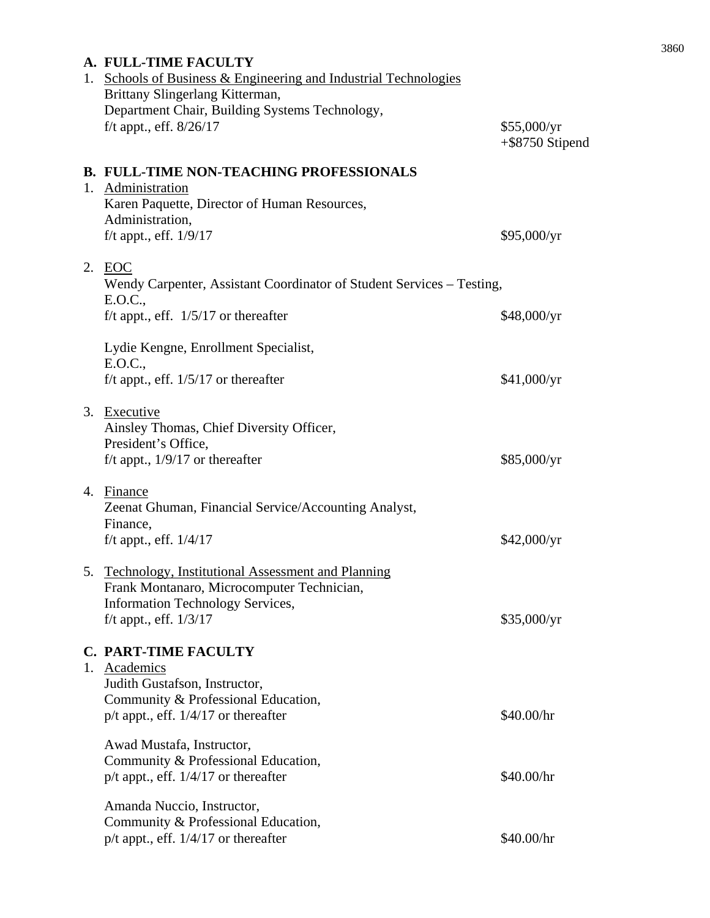## A. FULL-TIME FACULTY

1. Schools of Business & Engineering and Industrial Technologies
   Brittany Slingerlang Kitterman,
   Department Chair, Building Systems Technology,
   f/t appt., eff. 8/26/17 — $55,000/yr +$8750 Stipend

## B. FULL-TIME NON-TEACHING PROFESSIONALS

1. Administration
   Karen Paquette, Director of Human Resources,
   Administration,
   f/t appt., eff. 1/9/17 — $95,000/yr

2. EOC
   Wendy Carpenter, Assistant Coordinator of Student Services – Testing,
   E.O.C.,
   f/t appt., eff. 1/5/17 or thereafter — $48,000/yr

   Lydie Kengne, Enrollment Specialist,
   E.O.C.,
   f/t appt., eff. 1/5/17 or thereafter — $41,000/yr

3. Executive
   Ainsley Thomas, Chief Diversity Officer,
   President's Office,
   f/t appt., 1/9/17 or thereafter — $85,000/yr

4. Finance
   Zeenat Ghuman, Financial Service/Accounting Analyst,
   Finance,
   f/t appt., eff. 1/4/17 — $42,000/yr

5. Technology, Institutional Assessment and Planning
   Frank Montanaro, Microcomputer Technician,
   Information Technology Services,
   f/t appt., eff. 1/3/17 — $35,000/yr

## C. PART-TIME FACULTY

1. Academics
   Judith Gustafson, Instructor,
   Community & Professional Education,
   p/t appt., eff. 1/4/17 or thereafter — $40.00/hr

   Awad Mustafa, Instructor,
   Community & Professional Education,
   p/t appt., eff. 1/4/17 or thereafter — $40.00/hr

   Amanda Nuccio, Instructor,
   Community & Professional Education,
   p/t appt., eff. 1/4/17 or thereafter — $40.00/hr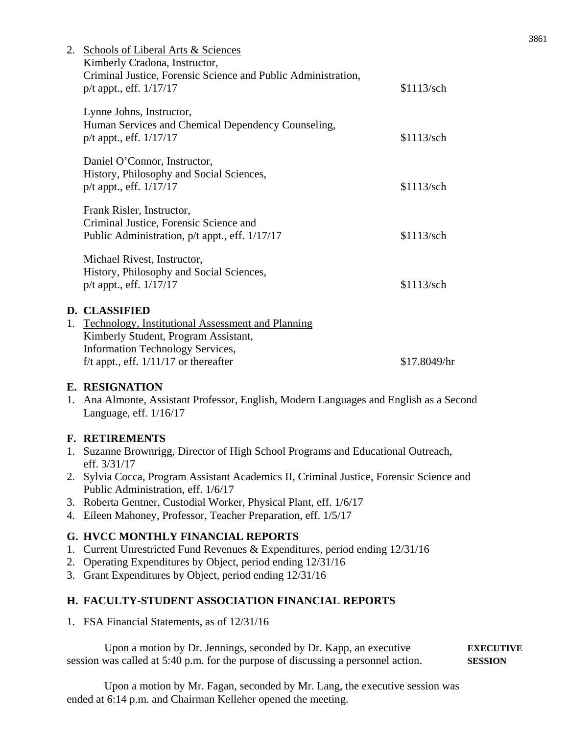2. Schools of Liberal Arts & Sciences

| | |
|---|---|
| Kimberly Cradona, Instructor, Criminal Justice, Forensic Science and Public Administration, p/t appt., eff. 1/17/17 | $1113/sch |
| Lynne Johns, Instructor, Human Services and Chemical Dependency Counseling, p/t appt., eff. 1/17/17 | $1113/sch |
| Daniel O'Connor, Instructor, History, Philosophy and Social Sciences, p/t appt., eff. 1/17/17 | $1113/sch |
| Frank Risler, Instructor, Criminal Justice, Forensic Science and Public Administration, p/t appt., eff. 1/17/17 | $1113/sch |
| Michael Rivest, Instructor, History, Philosophy and Social Sciences, p/t appt., eff. 1/17/17 | $1113/sch |

**D. CLASSIFIED**

1. Technology, Institutional Assessment and Planning

| | |
|---|---|
| Kimberly Student, Program Assistant, Information Technology Services, f/t appt., eff. 1/11/17 or thereafter | $17.8049/hr |

**E. RESIGNATION**

1. Ana Almonte, Assistant Professor, English, Modern Languages and English as a Second Language, eff. 1/16/17

**F. RETIREMENTS**

1. Suzanne Brownrigg, Director of High School Programs and Educational Outreach, eff. 3/31/17
2. Sylvia Cocca, Program Assistant Academics II, Criminal Justice, Forensic Science and Public Administration, eff. 1/6/17
3. Roberta Gentner, Custodial Worker, Physical Plant, eff. 1/6/17
4. Eileen Mahoney, Professor, Teacher Preparation, eff. 1/5/17

**G. HVCC MONTHLY FINANCIAL REPORTS**

1. Current Unrestricted Fund Revenues & Expenditures, period ending 12/31/16
2. Operating Expenditures by Object, period ending 12/31/16
3. Grant Expenditures by Object, period ending 12/31/16

**H. FACULTY-STUDENT ASSOCIATION FINANCIAL REPORTS**

1. FSA Financial Statements, as of 12/31/16

**EXECUTIVE SESSION**

Upon a motion by Dr. Jennings, seconded by Dr. Kapp, an executive session was called at 5:40 p.m. for the purpose of discussing a personnel action.

Upon a motion by Mr. Fagan, seconded by Mr. Lang, the executive session was ended at 6:14 p.m. and Chairman Kelleher opened the meeting.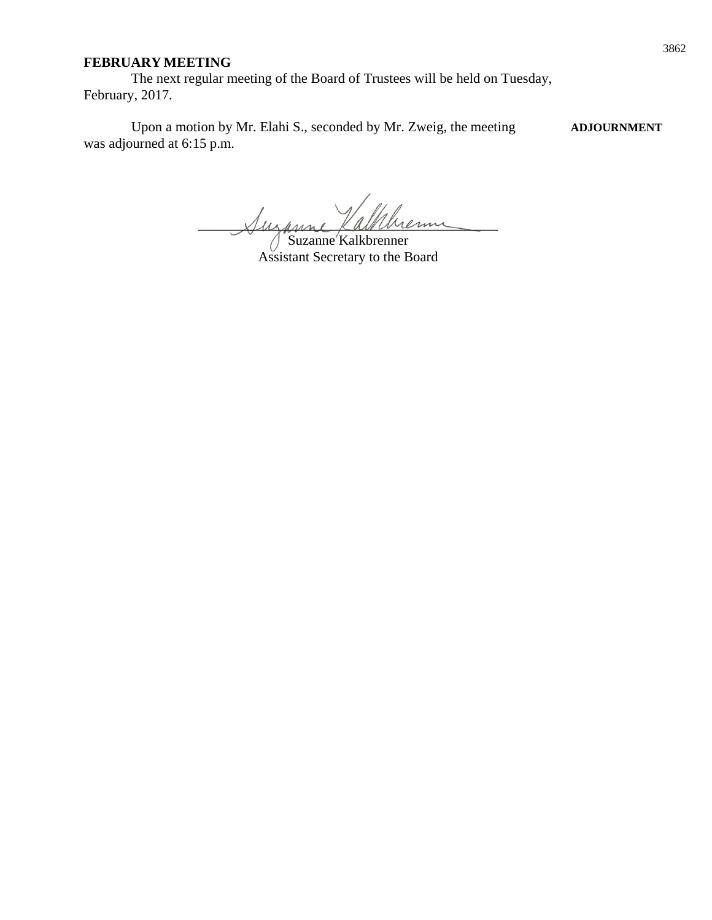**FEBRUARY MEETING**

The next regular meeting of the Board of Trustees will be held on Tuesday, February, 2017.

**ADJOURNMENT**

Upon a motion by Mr. Elahi S., seconded by Mr. Zweig, the meeting was adjourned at 6:15 p.m.

Suzanne Kalkbrenner
Assistant Secretary to the Board